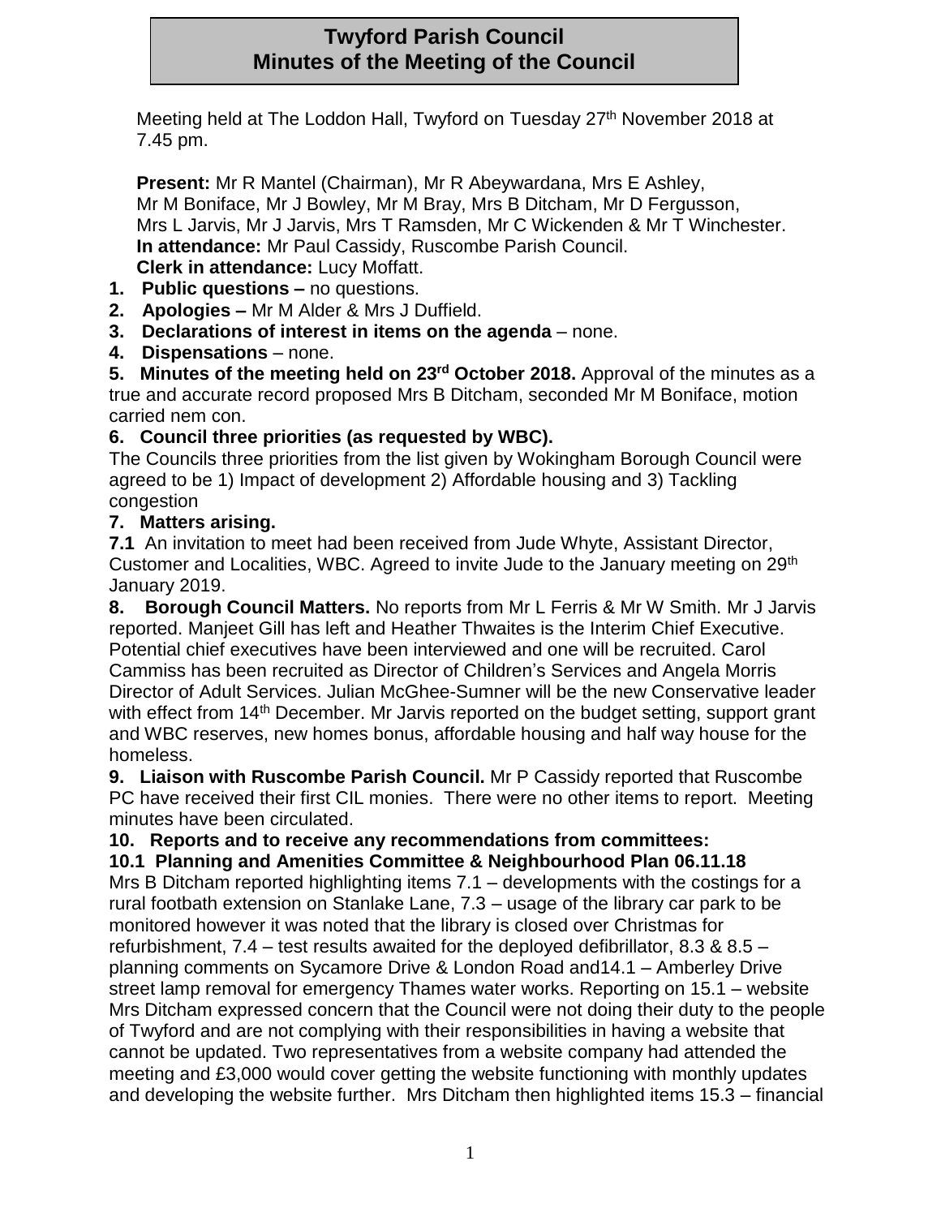# Twyford Parish Council
# Minutes of the Meeting of the Council

Meeting held at The Loddon Hall, Twyford on Tuesday 27th November 2018 at 7.45 pm.

**Present:** Mr R Mantel (Chairman), Mr R Abeywardana, Mrs E Ashley, Mr M Boniface, Mr J Bowley, Mr M Bray, Mrs B Ditcham, Mr D Fergusson, Mrs L Jarvis, Mr J Jarvis, Mrs T Ramsden, Mr C Wickenden & Mr T Winchester.
**In attendance:** Mr Paul Cassidy, Ruscombe Parish Council.
**Clerk in attendance:** Lucy Moffatt.

1. **Public questions –** no questions.
2. **Apologies –** Mr M Alder & Mrs J Duffield.
3. **Declarations of interest in items on the agenda** – none.
4. **Dispensations** – none.

**5. Minutes of the meeting held on 23rd October 2018.** Approval of the minutes as a true and accurate record proposed Mrs B Ditcham, seconded Mr M Boniface, motion carried nem con.

**6. Council three priorities (as requested by WBC).**
The Councils three priorities from the list given by Wokingham Borough Council were agreed to be 1) Impact of development 2) Affordable housing and 3) Tackling congestion

**7. Matters arising.**
**7.1** An invitation to meet had been received from Jude Whyte, Assistant Director, Customer and Localities, WBC. Agreed to invite Jude to the January meeting on 29th January 2019.

**8. Borough Council Matters.** No reports from Mr L Ferris & Mr W Smith. Mr J Jarvis reported. Manjeet Gill has left and Heather Thwaites is the Interim Chief Executive. Potential chief executives have been interviewed and one will be recruited. Carol Cammiss has been recruited as Director of Children's Services and Angela Morris Director of Adult Services. Julian McGhee-Sumner will be the new Conservative leader with effect from 14th December. Mr Jarvis reported on the budget setting, support grant and WBC reserves, new homes bonus, affordable housing and half way house for the homeless.

**9. Liaison with Ruscombe Parish Council.** Mr P Cassidy reported that Ruscombe PC have received their first CIL monies. There were no other items to report. Meeting minutes have been circulated.

**10. Reports and to receive any recommendations from committees:**
**10.1 Planning and Amenities Committee & Neighbourhood Plan 06.11.18**
Mrs B Ditcham reported highlighting items 7.1 – developments with the costings for a rural footbath extension on Stanlake Lane, 7.3 – usage of the library car park to be monitored however it was noted that the library is closed over Christmas for refurbishment, 7.4 – test results awaited for the deployed defibrillator, 8.3 & 8.5 – planning comments on Sycamore Drive & London Road and14.1 – Amberley Drive street lamp removal for emergency Thames water works. Reporting on 15.1 – website Mrs Ditcham expressed concern that the Council were not doing their duty to the people of Twyford and are not complying with their responsibilities in having a website that cannot be updated. Two representatives from a website company had attended the meeting and £3,000 would cover getting the website functioning with monthly updates and developing the website further. Mrs Ditcham then highlighted items 15.3 – financial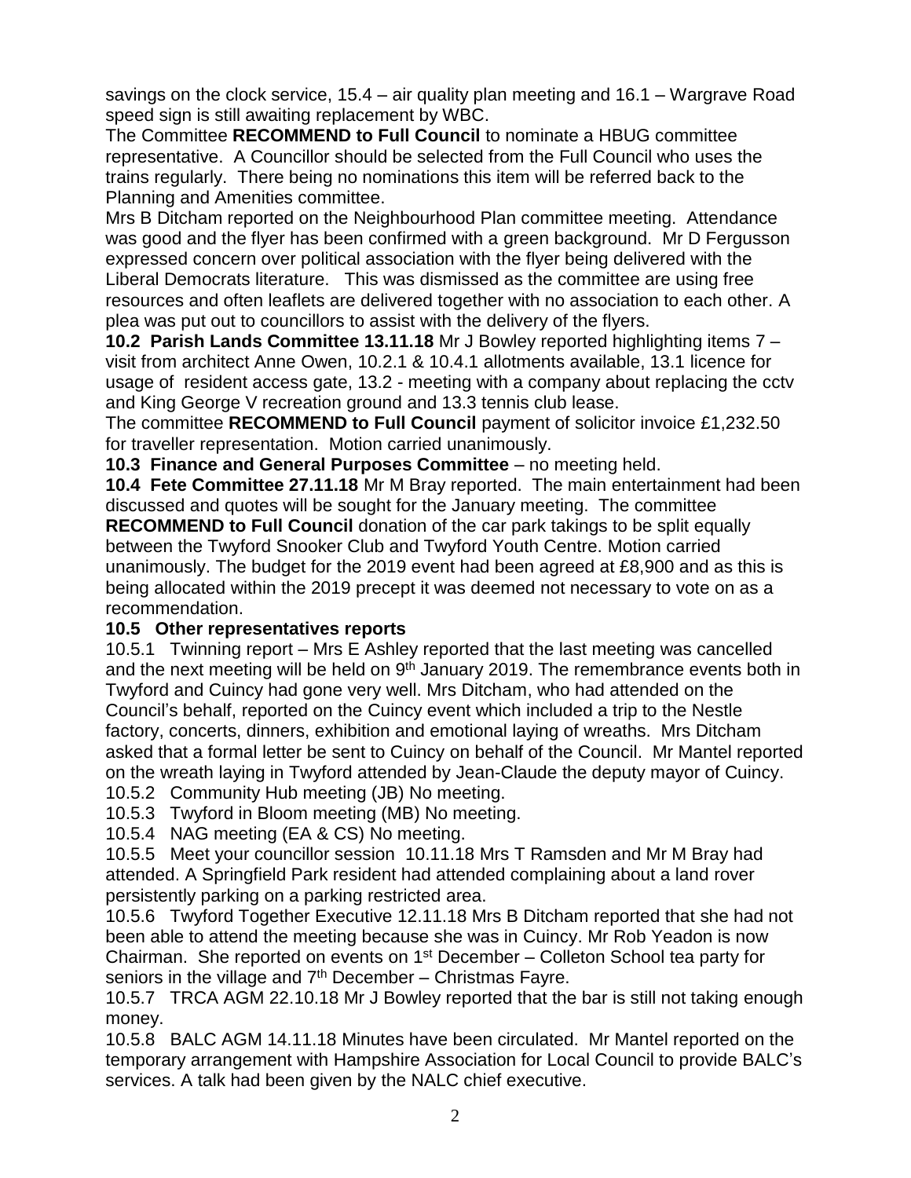savings on the clock service, 15.4 – air quality plan meeting and 16.1 – Wargrave Road speed sign is still awaiting replacement by WBC.

The Committee **RECOMMEND to Full Council** to nominate a HBUG committee representative. A Councillor should be selected from the Full Council who uses the trains regularly. There being no nominations this item will be referred back to the Planning and Amenities committee.

Mrs B Ditcham reported on the Neighbourhood Plan committee meeting. Attendance was good and the flyer has been confirmed with a green background. Mr D Fergusson expressed concern over political association with the flyer being delivered with the Liberal Democrats literature. This was dismissed as the committee are using free resources and often leaflets are delivered together with no association to each other. A plea was put out to councillors to assist with the delivery of the flyers.

**10.2 Parish Lands Committee 13.11.18** Mr J Bowley reported highlighting items 7 – visit from architect Anne Owen, 10.2.1 & 10.4.1 allotments available, 13.1 licence for usage of resident access gate, 13.2 - meeting with a company about replacing the cctv and King George V recreation ground and 13.3 tennis club lease.

The committee **RECOMMEND to Full Council** payment of solicitor invoice £1,232.50 for traveller representation. Motion carried unanimously.

**10.3 Finance and General Purposes Committee** – no meeting held.

**10.4 Fete Committee 27.11.18** Mr M Bray reported. The main entertainment had been discussed and quotes will be sought for the January meeting. The committee **RECOMMEND to Full Council** donation of the car park takings to be split equally between the Twyford Snooker Club and Twyford Youth Centre. Motion carried unanimously. The budget for the 2019 event had been agreed at £8,900 and as this is being allocated within the 2019 precept it was deemed not necessary to vote on as a recommendation.

**10.5 Other representatives reports**

10.5.1 Twinning report – Mrs E Ashley reported that the last meeting was cancelled and the next meeting will be held on 9th January 2019. The remembrance events both in Twyford and Cuincy had gone very well. Mrs Ditcham, who had attended on the Council's behalf, reported on the Cuincy event which included a trip to the Nestle factory, concerts, dinners, exhibition and emotional laying of wreaths. Mrs Ditcham asked that a formal letter be sent to Cuincy on behalf of the Council. Mr Mantel reported on the wreath laying in Twyford attended by Jean-Claude the deputy mayor of Cuincy.

10.5.2 Community Hub meeting (JB) No meeting.

10.5.3 Twyford in Bloom meeting (MB) No meeting.

10.5.4 NAG meeting (EA & CS) No meeting.

10.5.5 Meet your councillor session 10.11.18 Mrs T Ramsden and Mr M Bray had attended. A Springfield Park resident had attended complaining about a land rover persistently parking on a parking restricted area.

10.5.6 Twyford Together Executive 12.11.18 Mrs B Ditcham reported that she had not been able to attend the meeting because she was in Cuincy. Mr Rob Yeadon is now Chairman. She reported on events on 1st December – Colleton School tea party for seniors in the village and 7th December – Christmas Fayre.

10.5.7 TRCA AGM 22.10.18 Mr J Bowley reported that the bar is still not taking enough money.

10.5.8 BALC AGM 14.11.18 Minutes have been circulated. Mr Mantel reported on the temporary arrangement with Hampshire Association for Local Council to provide BALC's services. A talk had been given by the NALC chief executive.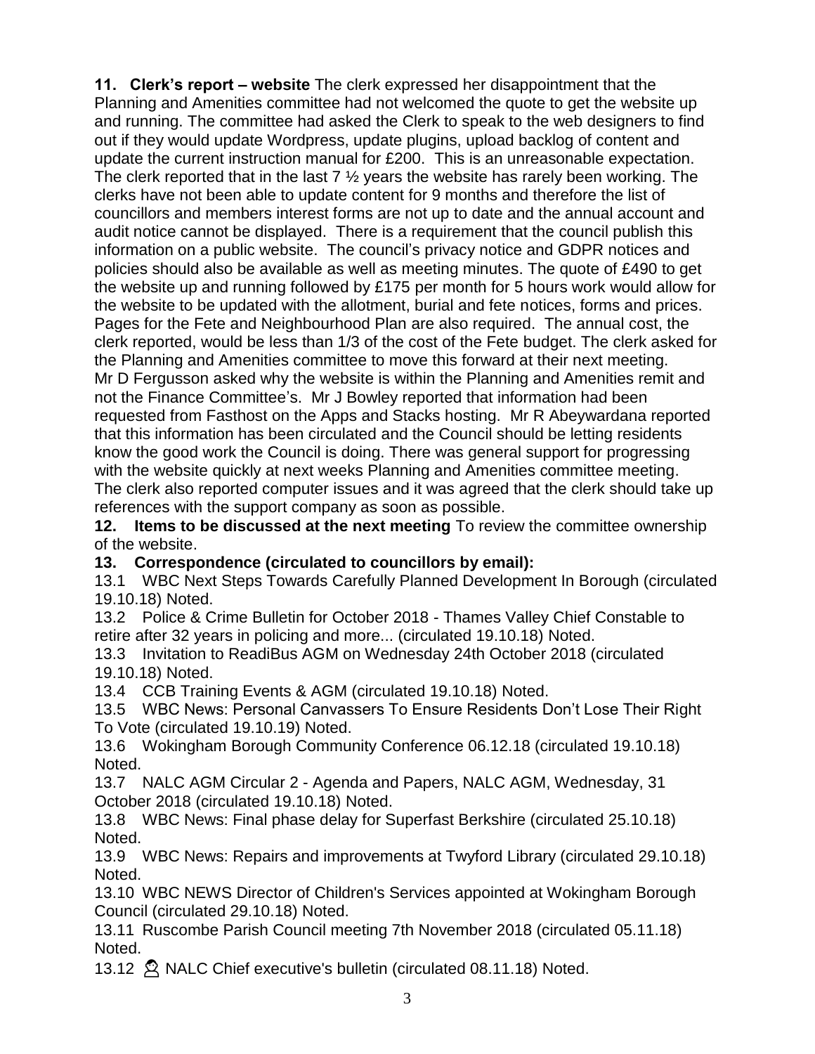**11. Clerk's report – website** The clerk expressed her disappointment that the Planning and Amenities committee had not welcomed the quote to get the website up and running. The committee had asked the Clerk to speak to the web designers to find out if they would update Wordpress, update plugins, upload backlog of content and update the current instruction manual for £200. This is an unreasonable expectation. The clerk reported that in the last 7 ½ years the website has rarely been working. The clerks have not been able to update content for 9 months and therefore the list of councillors and members interest forms are not up to date and the annual account and audit notice cannot be displayed. There is a requirement that the council publish this information on a public website. The council's privacy notice and GDPR notices and policies should also be available as well as meeting minutes. The quote of £490 to get the website up and running followed by £175 per month for 5 hours work would allow for the website to be updated with the allotment, burial and fete notices, forms and prices. Pages for the Fete and Neighbourhood Plan are also required. The annual cost, the clerk reported, would be less than 1/3 of the cost of the Fete budget. The clerk asked for the Planning and Amenities committee to move this forward at their next meeting. Mr D Fergusson asked why the website is within the Planning and Amenities remit and not the Finance Committee's. Mr J Bowley reported that information had been requested from Fasthost on the Apps and Stacks hosting. Mr R Abeywardana reported that this information has been circulated and the Council should be letting residents know the good work the Council is doing. There was general support for progressing with the website quickly at next weeks Planning and Amenities committee meeting. The clerk also reported computer issues and it was agreed that the clerk should take up references with the support company as soon as possible.

**12. Items to be discussed at the next meeting** To review the committee ownership of the website.

**13. Correspondence (circulated to councillors by email):**

13.1 WBC Next Steps Towards Carefully Planned Development In Borough (circulated 19.10.18) Noted.

13.2 Police & Crime Bulletin for October 2018 - Thames Valley Chief Constable to retire after 32 years in policing and more... (circulated 19.10.18) Noted.

13.3 Invitation to ReadiBus AGM on Wednesday 24th October 2018 (circulated 19.10.18) Noted.

13.4 CCB Training Events & AGM (circulated 19.10.18) Noted.

13.5 WBC News: Personal Canvassers To Ensure Residents Don't Lose Their Right To Vote (circulated 19.10.19) Noted.

13.6 Wokingham Borough Community Conference 06.12.18 (circulated 19.10.18) Noted.

13.7 NALC AGM Circular 2 - Agenda and Papers, NALC AGM, Wednesday, 31 October 2018 (circulated 19.10.18) Noted.

13.8 WBC News: Final phase delay for Superfast Berkshire (circulated 25.10.18) Noted.

13.9 WBC News: Repairs and improvements at Twyford Library (circulated 29.10.18) Noted.

13.10 WBC NEWS Director of Children's Services appointed at Wokingham Borough Council (circulated 29.10.18) Noted.

13.11 Ruscombe Parish Council meeting 7th November 2018 (circulated 05.11.18) Noted.

13.12 NALC Chief executive's bulletin (circulated 08.11.18) Noted.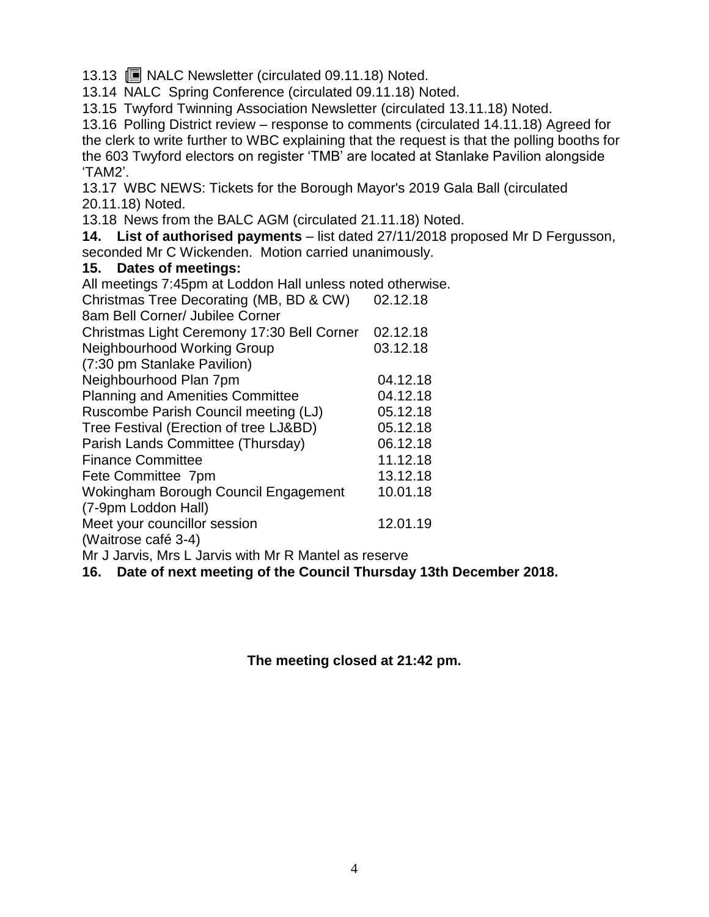13.13 NALC Newsletter (circulated 09.11.18) Noted.

13.14 NALC Spring Conference (circulated 09.11.18) Noted.

13.15 Twyford Twinning Association Newsletter (circulated 13.11.18) Noted.

13.16 Polling District review – response to comments (circulated 14.11.18) Agreed for the clerk to write further to WBC explaining that the request is that the polling booths for the 603 Twyford electors on register 'TMB' are located at Stanlake Pavilion alongside 'TAM2'.

13.17 WBC NEWS: Tickets for the Borough Mayor's 2019 Gala Ball (circulated 20.11.18) Noted.

13.18 News from the BALC AGM (circulated 21.11.18) Noted.

**14. List of authorised payments** – list dated 27/11/2018 proposed Mr D Fergusson, seconded Mr C Wickenden. Motion carried unanimously.

**15. Dates of meetings:**

All meetings 7:45pm at Loddon Hall unless noted otherwise.

| | |
|---|---|
| Christmas Tree Decorating (MB, BD & CW) 8am Bell Corner/ Jubilee Corner | 02.12.18 |
| Christmas Light Ceremony 17:30 Bell Corner | 02.12.18 |
| Neighbourhood Working Group (7:30 pm Stanlake Pavilion) | 03.12.18 |
| Neighbourhood Plan 7pm | 04.12.18 |
| Planning and Amenities Committee | 04.12.18 |
| Ruscombe Parish Council meeting (LJ) | 05.12.18 |
| Tree Festival (Erection of tree LJ&BD) | 05.12.18 |
| Parish Lands Committee (Thursday) | 06.12.18 |
| Finance Committee | 11.12.18 |
| Fete Committee 7pm | 13.12.18 |
| Wokingham Borough Council Engagement (7-9pm Loddon Hall) | 10.01.18 |
| Meet your councillor session (Waitrose café 3-4) | 12.01.19 |

Mr J Jarvis, Mrs L Jarvis with Mr R Mantel as reserve

**16. Date of next meeting of the Council Thursday 13th December 2018.**

**The meeting closed at 21:42 pm.**